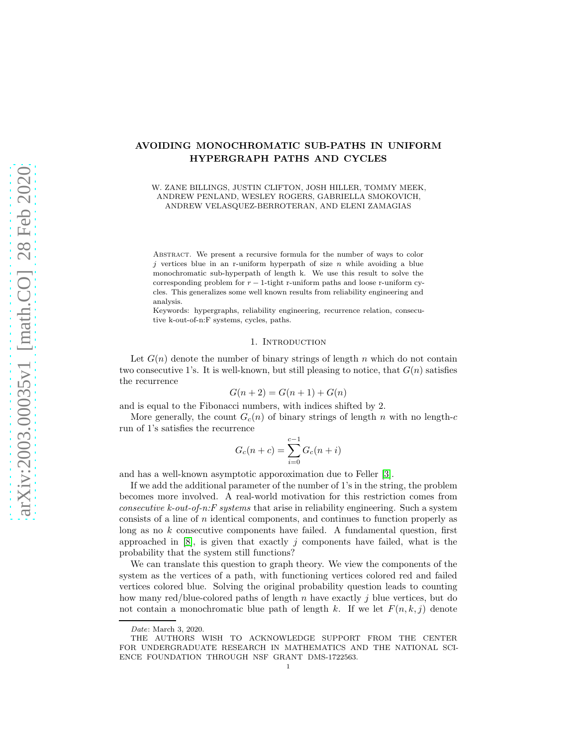# AVOIDING MONOCHROMATIC SUB-PATHS IN UNIFORM HYPERGRAPH PATHS AND CYCLES

W. ZANE BILLINGS, JUSTIN CLIFTON, JOSH HILLER, TOMMY MEEK, ANDREW PENLAND, WESLEY ROGERS, GABRIELLA SMOKOVICH, ANDREW VELASQUEZ-BERROTERAN, AND ELENI ZAMAGIAS

Abstract. We present a recursive formula for the number of ways to color $j$ vertices blue in an r-uniform hyperpath of size $n$ while avoiding a blue monochromatic sub-hyperpath of length k. We use this result to solve the corresponding problem for $r-1$-tight r-uniform paths and loose r-uniform cycles. This generalizes some well known results from reliability engineering and analysis.

Keywords: hypergraphs, reliability engineering, recurrence relation, consecutive k-out-of-n:F systems, cycles, paths.

## 1. Introduction

Let $G(n)$ denote the number of binary strings of length $n$ which do not contain two consecutive 1's. It is well-known, but still pleasing to notice, that $G(n)$ satisfies the recurrence

$$G(n+2) = G(n+1) + G(n)$$

and is equal to the Fibonacci numbers, with indices shifted by 2.

More generally, the count $G_c(n)$ of binary strings of length $n$ with no length-$c$ run of 1's satisfies the recurrence

$$G_c(n+c) = \sum_{i=0}^{c-1} G_c(n+i)$$

and has a well-known asymptotic apporoximation due to Feller [3].

If we add the additional parameter of the number of 1's in the string, the problem becomes more involved. A real-world motivation for this restriction comes from *consecutive k-out-of-n:F systems* that arise in reliability engineering. Such a system consists of a line of $n$ identical components, and continues to function properly as long as no $k$ consecutive components have failed. A fundamental question, first approached in [8], is given that exactly $j$ components have failed, what is the probability that the system still functions?

We can translate this question to graph theory. We view the components of the system as the vertices of a path, with functioning vertices colored red and failed vertices colored blue. Solving the original probability question leads to counting how many red/blue-colored paths of length $n$ have exactly $j$ blue vertices, but do not contain a monochromatic blue path of length $k$. If we let $F(n, k, j)$ denote

---

*Date*: March 3, 2020.

THE AUTHORS WISH TO ACKNOWLEDGE SUPPORT FROM THE CENTER FOR UNDERGRADUATE RESEARCH IN MATHEMATICS AND THE NATIONAL SCIENCE FOUNDATION THROUGH NSF GRANT DMS-1722563.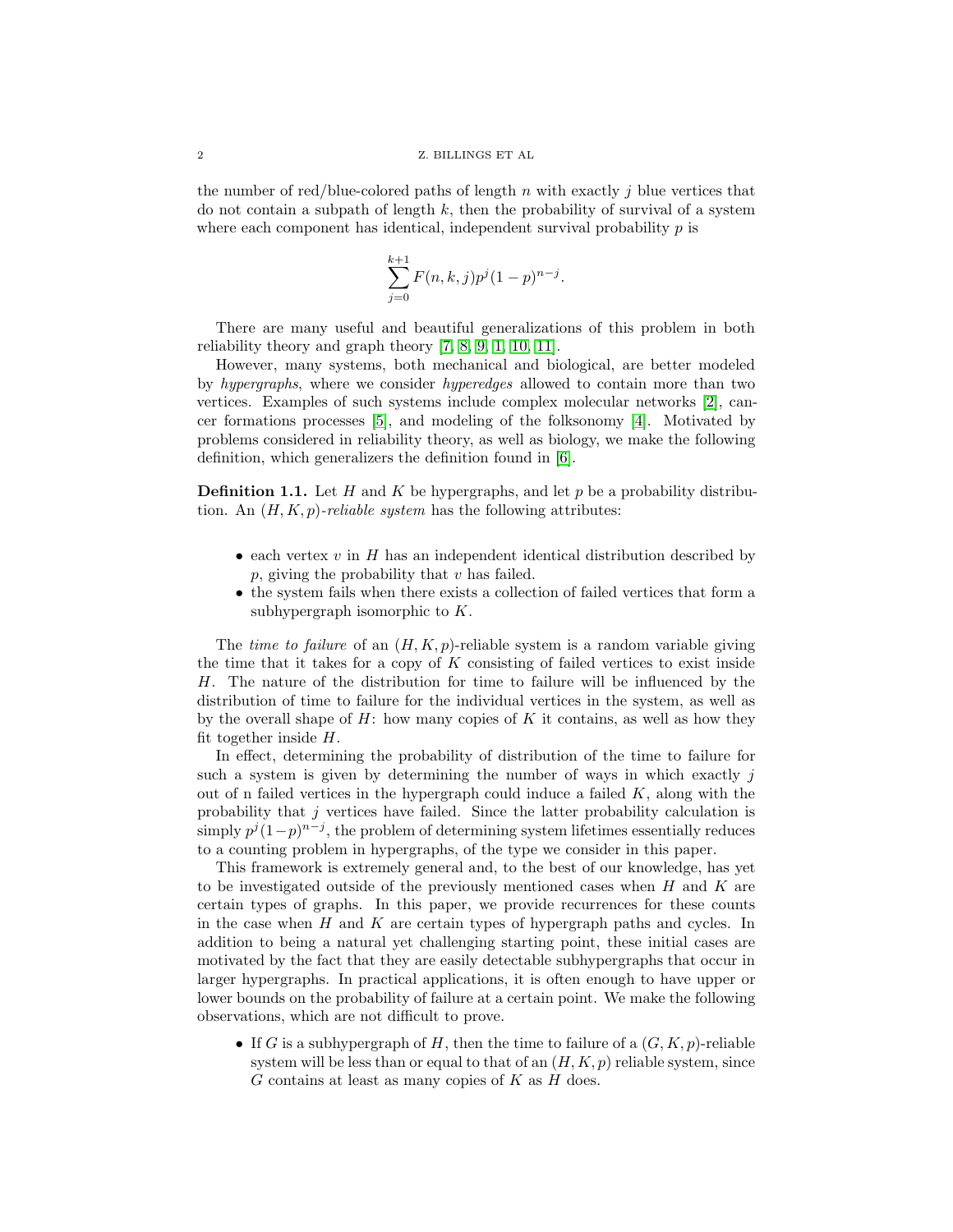the number of red/blue-colored paths of length $n$ with exactly $j$ blue vertices that do not contain a subpath of length $k$, then the probability of survival of a system where each component has identical, independent survival probability $p$ is

$$\sum_{j=0}^{k+1} F(n,k,j)p^j(1-p)^{n-j}.$$

There are many useful and beautiful generalizations of this problem in both reliability theory and graph theory [7, 8, 9, 1, 10, 11].

However, many systems, both mechanical and biological, are better modeled by *hypergraphs*, where we consider *hyperedges* allowed to contain more than two vertices. Examples of such systems include complex molecular networks [2], cancer formations processes [5], and modeling of the folksonomy [4]. Motivated by problems considered in reliability theory, as well as biology, we make the following definition, which generalizers the definition found in [6].

**Definition 1.1.** Let $H$ and $K$ be hypergraphs, and let $p$ be a probability distribution. An $(H, K, p)$*-reliable system* has the following attributes:

- each vertex $v$ in $H$ has an independent identical distribution described by $p$, giving the probability that $v$ has failed.
- the system fails when there exists a collection of failed vertices that form a subhypergraph isomorphic to $K$.

The *time to failure* of an $(H, K, p)$-reliable system is a random variable giving the time that it takes for a copy of $K$ consisting of failed vertices to exist inside $H$. The nature of the distribution for time to failure will be influenced by the distribution of time to failure for the individual vertices in the system, as well as by the overall shape of $H$: how many copies of $K$ it contains, as well as how they fit together inside $H$.

In effect, determining the probability of distribution of the time to failure for such a system is given by determining the number of ways in which exactly $j$ out of n failed vertices in the hypergraph could induce a failed $K$, along with the probability that $j$ vertices have failed. Since the latter probability calculation is simply $p^j(1-p)^{n-j}$, the problem of determining system lifetimes essentially reduces to a counting problem in hypergraphs, of the type we consider in this paper.

This framework is extremely general and, to the best of our knowledge, has yet to be investigated outside of the previously mentioned cases when $H$ and $K$ are certain types of graphs. In this paper, we provide recurrences for these counts in the case when $H$ and $K$ are certain types of hypergraph paths and cycles. In addition to being a natural yet challenging starting point, these initial cases are motivated by the fact that they are easily detectable subhypergraphs that occur in larger hypergraphs. In practical applications, it is often enough to have upper or lower bounds on the probability of failure at a certain point. We make the following observations, which are not difficult to prove.

- If $G$ is a subhypergraph of $H$, then the time to failure of a $(G, K, p)$-reliable system will be less than or equal to that of an $(H, K, p)$ reliable system, since $G$ contains at least as many copies of $K$ as $H$ does.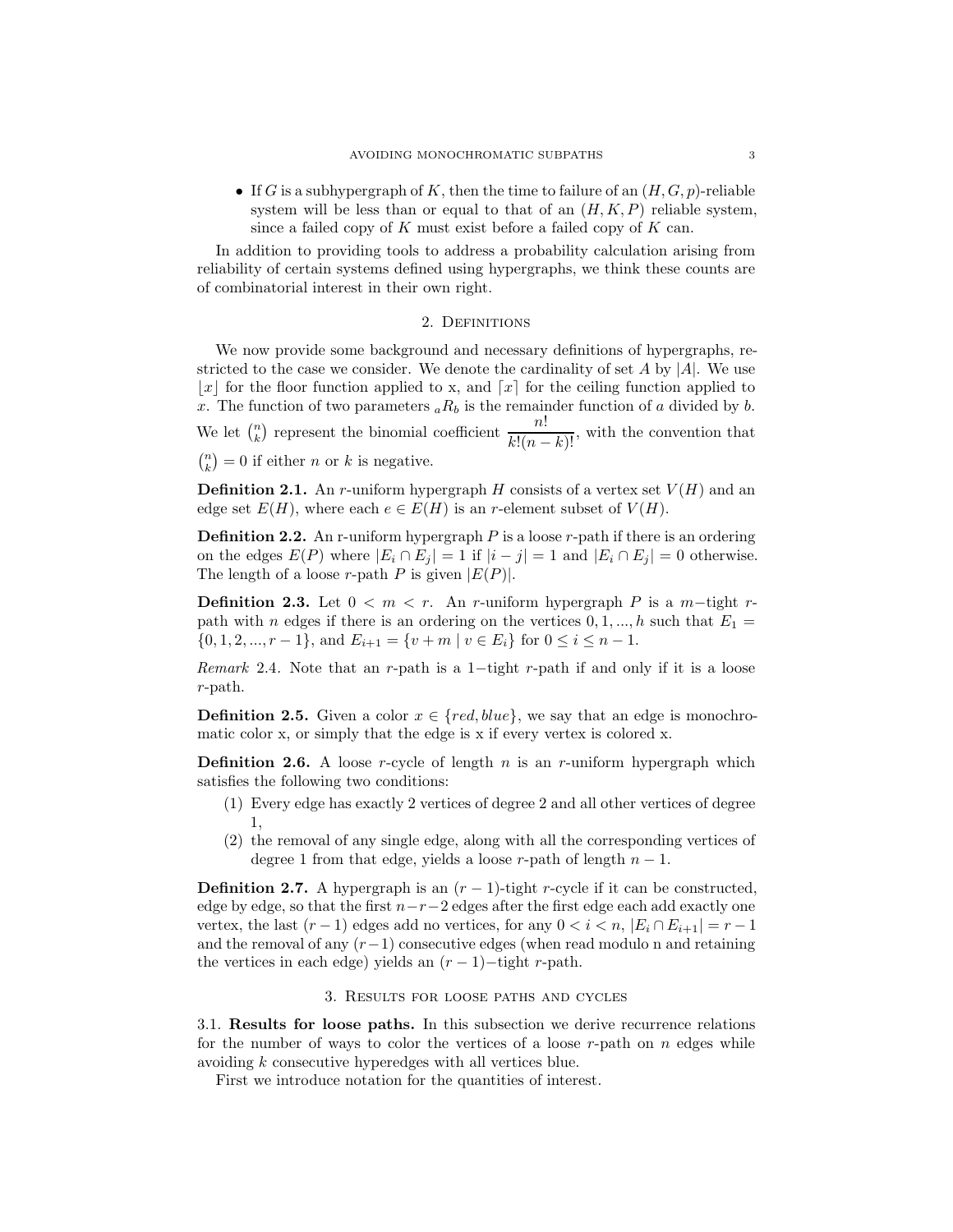- If $G$ is a subhypergraph of $K$, then the time to failure of an $(H, G, p)$-reliable system will be less than or equal to that of an $(H, K, P)$ reliable system, since a failed copy of $K$ must exist before a failed copy of $K$ can.

In addition to providing tools to address a probability calculation arising from reliability of certain systems defined using hypergraphs, we think these counts are of combinatorial interest in their own right.

## 2. Definitions

We now provide some background and necessary definitions of hypergraphs, restricted to the case we consider. We denote the cardinality of set $A$ by $|A|$. We use $\lfloor x \rfloor$ for the floor function applied to x, and $\lceil x \rceil$ for the ceiling function applied to $x$. The function of two parameters ${}_aR_b$ is the remainder function of $a$ divided by $b$. We let $\binom{n}{k}$ represent the binomial coefficient $\dfrac{n!}{k!(n-k)!}$, with the convention that $\binom{n}{k} = 0$ if either $n$ or $k$ is negative.

**Definition 2.1.** An $r$-uniform hypergraph $H$ consists of a vertex set $V(H)$ and an edge set $E(H)$, where each $e \in E(H)$ is an $r$-element subset of $V(H)$.

**Definition 2.2.** An r-uniform hypergraph $P$ is a loose $r$-path if there is an ordering on the edges $E(P)$ where $|E_i \cap E_j| = 1$ if $|i - j| = 1$ and $|E_i \cap E_j| = 0$ otherwise. The length of a loose $r$-path $P$ is given $|E(P)|$.

**Definition 2.3.** Let $0 < m < r$. An $r$-uniform hypergraph $P$ is a $m-$tight $r$-path with $n$ edges if there is an ordering on the vertices $0, 1, ..., h$ such that $E_1 = \{0, 1, 2, ..., r-1\}$, and $E_{i+1} = \{v + m \mid v \in E_i\}$ for $0 \leq i \leq n-1$.

*Remark* 2.4. Note that an $r$-path is a $1-$tight $r$-path if and only if it is a loose $r$-path.

**Definition 2.5.** Given a color $x \in \{red, blue\}$, we say that an edge is monochromatic color x, or simply that the edge is x if every vertex is colored x.

**Definition 2.6.** A loose $r$-cycle of length $n$ is an $r$-uniform hypergraph which satisfies the following two conditions:

1. Every edge has exactly 2 vertices of degree 2 and all other vertices of degree 1,
2. the removal of any single edge, along with all the corresponding vertices of degree 1 from that edge, yields a loose $r$-path of length $n - 1$.

**Definition 2.7.** A hypergraph is an $(r-1)$-tight $r$-cycle if it can be constructed, edge by edge, so that the first $n-r-2$ edges after the first edge each add exactly one vertex, the last $(r-1)$ edges add no vertices, for any $0 < i < n$, $|E_i \cap E_{i+1}| = r-1$ and the removal of any $(r-1)$ consecutive edges (when read modulo n and retaining the vertices in each edge) yields an $(r-1)-$tight $r$-path.

## 3. Results for loose paths and cycles

### 3.1. Results for loose paths.

In this subsection we derive recurrence relations for the number of ways to color the vertices of a loose $r$-path on $n$ edges while avoiding $k$ consecutive hyperedges with all vertices blue.

First we introduce notation for the quantities of interest.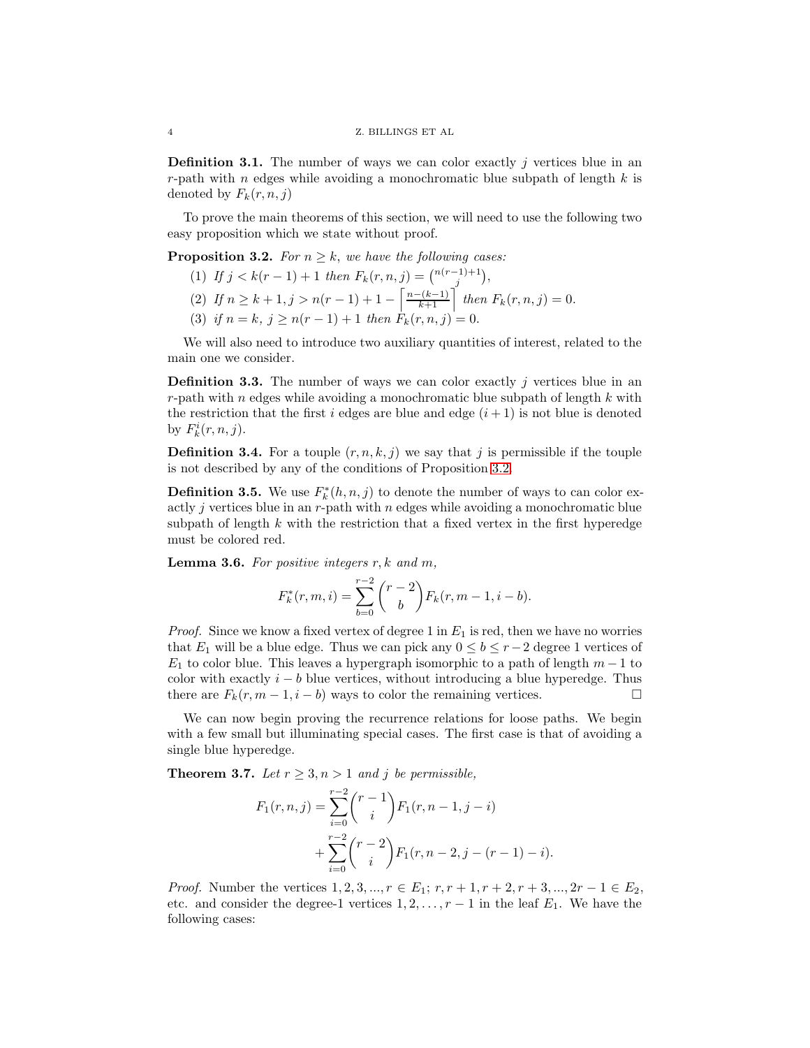**Definition 3.1.** The number of ways we can color exactly $j$ vertices blue in an $r$-path with $n$ edges while avoiding a monochromatic blue subpath of length $k$ is denoted by $F_k(r, n, j)$

To prove the main theorems of this section, we will need to use the following two easy proposition which we state without proof.

**Proposition 3.2.** *For $n \geq k$, we have the following cases:*

1. *If $j < k(r-1)+1$ then $F_k(r, n, j) = \binom{n(r-1)+1}{j}$,*
2. *If $n \geq k+1, j > n(r-1)+1 - \left\lceil \frac{n-(k-1)}{k+1} \right\rceil$ then $F_k(r, n, j) = 0$.*
3. *if $n = k$, $j \geq n(r-1)+1$ then $F_k(r, n, j) = 0$.*

We will also need to introduce two auxiliary quantities of interest, related to the main one we consider.

**Definition 3.3.** The number of ways we can color exactly $j$ vertices blue in an $r$-path with $n$ edges while avoiding a monochromatic blue subpath of length $k$ with the restriction that the first $i$ edges are blue and edge $(i+1)$ is not blue is denoted by $F_k^i(r, n, j)$.

**Definition 3.4.** For a touple $(r, n, k, j)$ we say that $j$ is permissible if the touple is not described by any of the conditions of Proposition 3.2.

**Definition 3.5.** We use $F_k^*(h, n, j)$ to denote the number of ways to can color exactly $j$ vertices blue in an $r$-path with $n$ edges while avoiding a monochromatic blue subpath of length $k$ with the restriction that a fixed vertex in the first hyperedge must be colored red.

**Lemma 3.6.** *For positive integers $r, k$ and $m$,*

$$F_k^*(r, m, i) = \sum_{b=0}^{r-2} \binom{r-2}{b} F_k(r, m-1, i-b).$$

*Proof.* Since we know a fixed vertex of degree 1 in $E_1$ is red, then we have no worries that $E_1$ will be a blue edge. Thus we can pick any $0 \leq b \leq r-2$ degree 1 vertices of $E_1$ to color blue. This leaves a hypergraph isomorphic to a path of length $m-1$ to color with exactly $i-b$ blue vertices, without introducing a blue hyperedge. Thus there are $F_k(r, m-1, i-b)$ ways to color the remaining vertices. □

We can now begin proving the recurrence relations for loose paths. We begin with a few small but illuminating special cases. The first case is that of avoiding a single blue hyperedge.

**Theorem 3.7.** *Let $r \geq 3, n > 1$ and $j$ be permissible,*

$$\begin{aligned} F_1(r, n, j) &= \sum_{i=0}^{r-2} \binom{r-1}{i} F_1(r, n-1, j-i) \\ &+ \sum_{i=0}^{r-2} \binom{r-2}{i} F_1(r, n-2, j-(r-1)-i). \end{aligned}$$

*Proof.* Number the vertices $1, 2, 3, ..., r \in E_1$; $r, r+1, r+2, r+3, ..., 2r-1 \in E_2$, etc. and consider the degree-1 vertices $1, 2, \ldots, r-1$ in the leaf $E_1$. We have the following cases: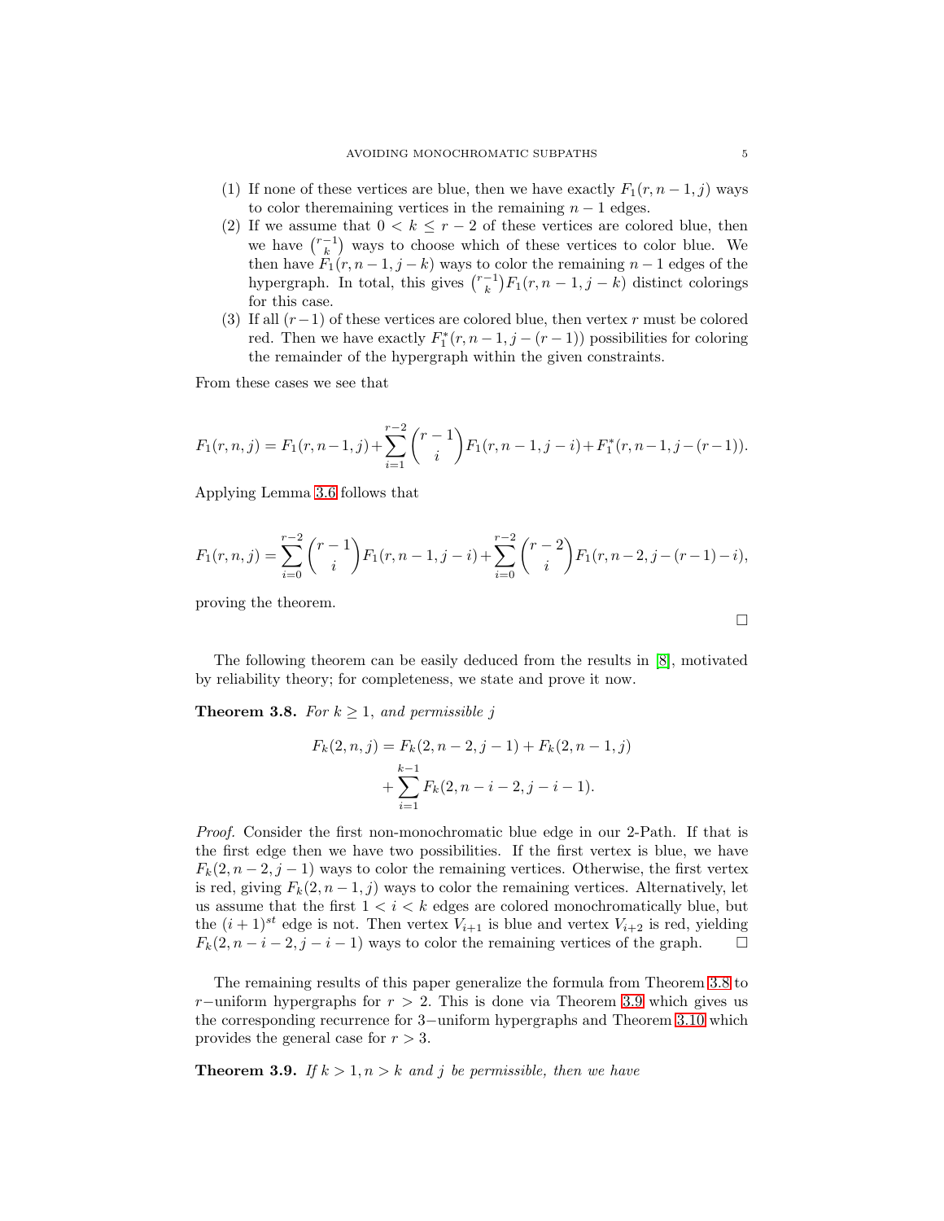(1) If none of these vertices are blue, then we have exactly $F_1(r, n-1, j)$ ways to color theremaining vertices in the remaining $n-1$ edges.
(2) If we assume that $0 < k \leq r-2$ of these vertices are colored blue, then we have $\binom{r-1}{k}$ ways to choose which of these vertices to color blue. We then have $F_1(r, n-1, j-k)$ ways to color the remaining $n-1$ edges of the hypergraph. In total, this gives $\binom{r-1}{k}F_1(r, n-1, j-k)$ distinct colorings for this case.
(3) If all $(r-1)$ of these vertices are colored blue, then vertex $r$ must be colored red. Then we have exactly $F_1^*(r, n-1, j-(r-1))$ possibilities for coloring the remainder of the hypergraph within the given constraints.

From these cases we see that

$$F_1(r,n,j) = F_1(r,n-1,j) + \sum_{i=1}^{r-2}\binom{r-1}{i}F_1(r,n-1,j-i) + F_1^*(r,n-1,j-(r-1)).$$

Applying Lemma 3.6 follows that

$$F_1(r,n,j) = \sum_{i=0}^{r-2}\binom{r-1}{i}F_1(r,n-1,j-i) + \sum_{i=0}^{r-2}\binom{r-2}{i}F_1(r,n-2,j-(r-1)-i),$$

proving the theorem.

∎

The following theorem can be easily deduced from the results in [8], motivated by reliability theory; for completeness, we state and prove it now.

**Theorem 3.8.** *For $k \geq 1$, and permissible $j$*

$$\begin{aligned} F_k(2,n,j) &= F_k(2,n-2,j-1) + F_k(2,n-1,j) \\ &\quad + \sum_{i=1}^{k-1} F_k(2,n-i-2,j-i-1). \end{aligned}$$

*Proof.* Consider the first non-monochromatic blue edge in our 2-Path. If that is the first edge then we have two possibilities. If the first vertex is blue, we have $F_k(2, n-2, j-1)$ ways to color the remaining vertices. Otherwise, the first vertex is red, giving $F_k(2, n-1, j)$ ways to color the remaining vertices. Alternatively, let us assume that the first $1 < i < k$ edges are colored monochromatically blue, but the $(i+1)^{st}$ edge is not. Then vertex $V_{i+1}$ is blue and vertex $V_{i+2}$ is red, yielding $F_k(2, n-i-2, j-i-1)$ ways to color the remaining vertices of the graph. ∎

The remaining results of this paper generalize the formula from Theorem 3.8 to $r-$uniform hypergraphs for $r > 2$. This is done via Theorem 3.9 which gives us the corresponding recurrence for $3-$uniform hypergraphs and Theorem 3.10 which provides the general case for $r > 3$.

**Theorem 3.9.** *If $k > 1, n > k$ and $j$ be permissible, then we have*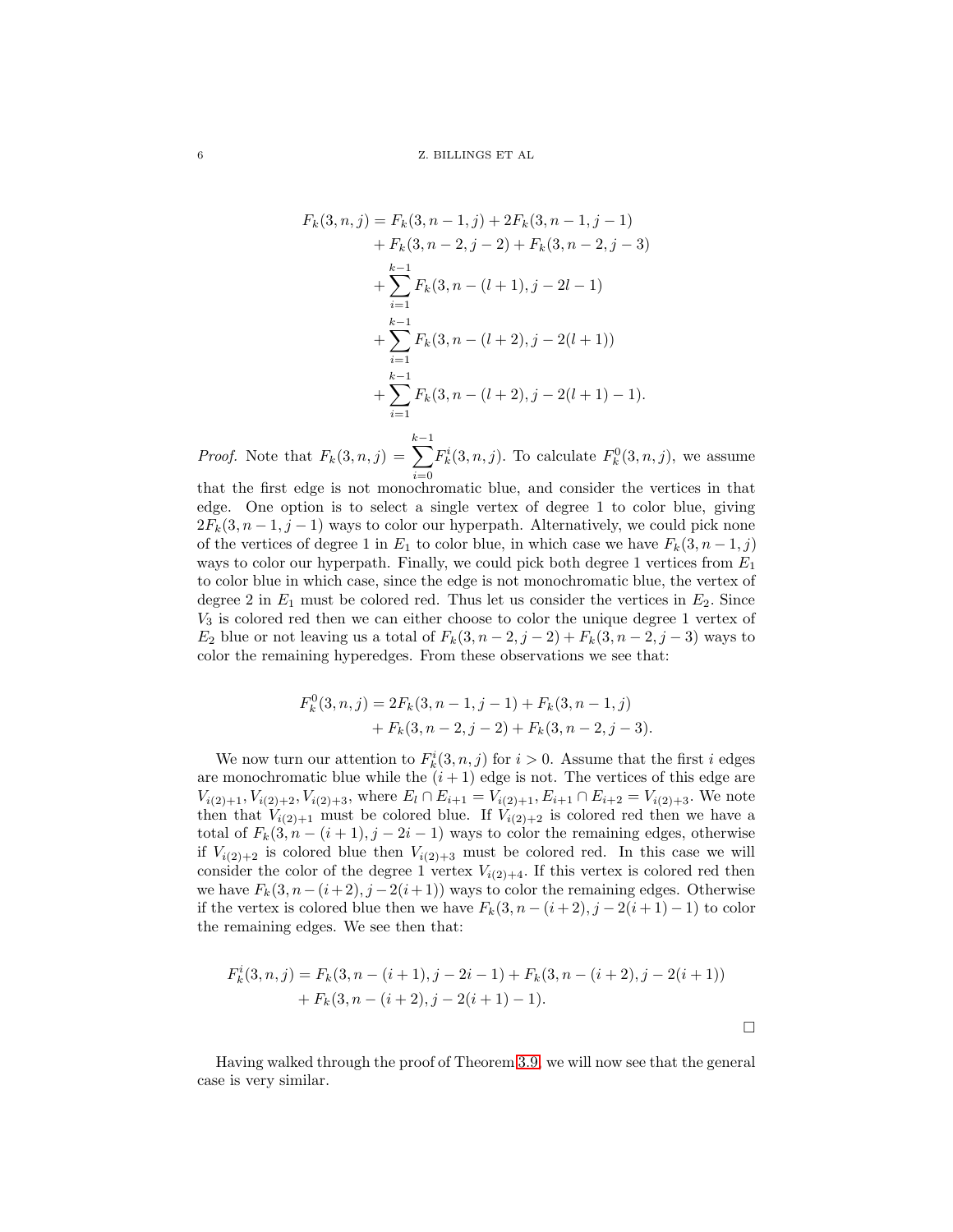$$
\begin{aligned}
F_k(3,n,j) &= F_k(3,n-1,j) + 2F_k(3,n-1,j-1) \\
&\quad + F_k(3,n-2,j-2) + F_k(3,n-2,j-3) \\
&\quad + \sum_{i=1}^{k-1} F_k(3,n-(l+1),j-2l-1) \\
&\quad + \sum_{i=1}^{k-1} F_k(3,n-(l+2),j-2(l+1)) \\
&\quad + \sum_{i=1}^{k-1} F_k(3,n-(l+2),j-2(l+1)-1).
\end{aligned}
$$

*Proof.* Note that $F_k(3,n,j) = \sum_{i=0}^{k-1} F_k^i(3,n,j)$. To calculate $F_k^0(3,n,j)$, we assume that the first edge is not monochromatic blue, and consider the vertices in that edge. One option is to select a single vertex of degree 1 to color blue, giving $2F_k(3,n-1,j-1)$ ways to color our hyperpath. Alternatively, we could pick none of the vertices of degree 1 in $E_1$ to color blue, in which case we have $F_k(3,n-1,j)$ ways to color our hyperpath. Finally, we could pick both degree 1 vertices from $E_1$ to color blue in which case, since the edge is not monochromatic blue, the vertex of degree 2 in $E_1$ must be colored red. Thus let us consider the vertices in $E_2$. Since $V_3$ is colored red then we can either choose to color the unique degree 1 vertex of $E_2$ blue or not leaving us a total of $F_k(3,n-2,j-2) + F_k(3,n-2,j-3)$ ways to color the remaining hyperedges. From these observations we see that:

$$
\begin{aligned}
F_k^0(3,n,j) &= 2F_k(3,n-1,j-1) + F_k(3,n-1,j) \\
&\quad + F_k(3,n-2,j-2) + F_k(3,n-2,j-3).
\end{aligned}
$$

We now turn our attention to $F_k^i(3,n,j)$ for $i > 0$. Assume that the first $i$ edges are monochromatic blue while the $(i+1)$ edge is not. The vertices of this edge are $V_{i(2)+1}, V_{i(2)+2}, V_{i(2)+3}$, where $E_l \cap E_{i+1} = V_{i(2)+1}, E_{i+1} \cap E_{i+2} = V_{i(2)+3}$. We note then that $V_{i(2)+1}$ must be colored blue. If $V_{i(2)+2}$ is colored red then we have a total of $F_k(3,n-(i+1),j-2i-1)$ ways to color the remaining edges, otherwise if $V_{i(2)+2}$ is colored blue then $V_{i(2)+3}$ must be colored red. In this case we will consider the color of the degree 1 vertex $V_{i(2)+4}$. If this vertex is colored red then we have $F_k(3,n-(i+2),j-2(i+1))$ ways to color the remaining edges. Otherwise if the vertex is colored blue then we have $F_k(3,n-(i+2),j-2(i+1)-1)$ to color the remaining edges. We see then that:

$$
\begin{aligned}
F_k^i(3,n,j) &= F_k(3,n-(i+1),j-2i-1) + F_k(3,n-(i+2),j-2(i+1)) \\
&\quad + F_k(3,n-(i+2),j-2(i+1)-1).
\end{aligned}
$$

$\square$

Having walked through the proof of Theorem 3.9, we will now see that the general case is very similar.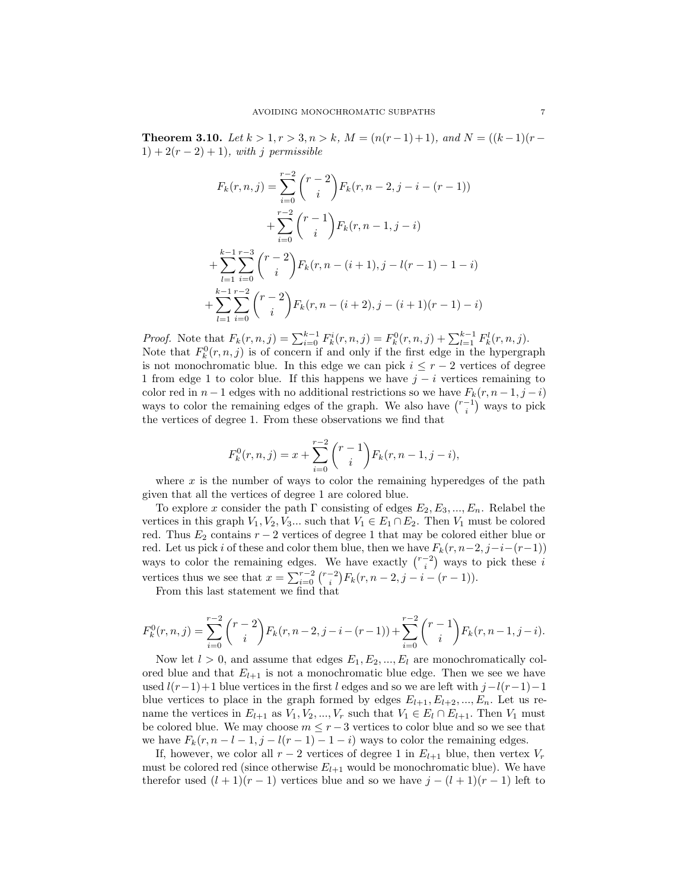**Theorem 3.10.** *Let $k > 1, r > 3, n > k$, $M = (n(r-1)+1)$, and $N = ((k-1)(r-1) + 2(r-2) + 1)$, with $j$ permissible*

$$F_k(r,n,j) = \sum_{i=0}^{r-2} \binom{r-2}{i} F_k(r, n-2, j-i-(r-1))$$
$$+ \sum_{i=0}^{r-2} \binom{r-1}{i} F_k(r, n-1, j-i)$$
$$+ \sum_{l=1}^{k-1} \sum_{i=0}^{r-3} \binom{r-2}{i} F_k(r, n-(i+1), j-l(r-1)-1-i)$$
$$+ \sum_{l=1}^{k-1} \sum_{i=0}^{r-2} \binom{r-2}{i} F_k(r, n-(i+2), j-(i+1)(r-1)-i)$$

*Proof.* Note that $F_k(r,n,j) = \sum_{i=0}^{k-1} F_k^i(r,n,j) = F_k^0(r,n,j) + \sum_{l=1}^{k-1} F_k^l(r,n,j)$. Note that $F_k^0(r,n,j)$ is of concern if and only if the first edge in the hypergraph is not monochromatic blue. In this edge we can pick $i \leq r-2$ vertices of degree 1 from edge 1 to color blue. If this happens we have $j-i$ vertices remaining to color red in $n-1$ edges with no additional restrictions so we have $F_k(r, n-1, j-i)$ ways to color the remaining edges of the graph. We also have $\binom{r-1}{i}$ ways to pick the vertices of degree 1. From these observations we find that

$$F_k^0(r,n,j) = x + \sum_{i=0}^{r-2} \binom{r-1}{i} F_k(r, n-1, j-i),$$

where $x$ is the number of ways to color the remaining hyperedges of the path given that all the vertices of degree 1 are colored blue.

To explore $x$ consider the path $\Gamma$ consisting of edges $E_2, E_3, ..., E_n$. Relabel the vertices in this graph $V_1, V_2, V_3...$ such that $V_1 \in E_1 \cap E_2$. Then $V_1$ must be colored red. Thus $E_2$ contains $r-2$ vertices of degree 1 that may be colored either blue or red. Let us pick $i$ of these and color them blue, then we have $F_k(r, n-2, j-i-(r-1))$ ways to color the remaining edges. We have exactly $\binom{r-2}{i}$ ways to pick these $i$ vertices thus we see that $x = \sum_{i=0}^{r-2} \binom{r-2}{i} F_k(r, n-2, j-i-(r-1))$.

From this last statement we find that

$$F_k^0(r,n,j) = \sum_{i=0}^{r-2} \binom{r-2}{i} F_k(r, n-2, j-i-(r-1)) + \sum_{i=0}^{r-2} \binom{r-1}{i} F_k(r, n-1, j-i).$$

Now let $l > 0$, and assume that edges $E_1, E_2, ..., E_l$ are monochromatically colored blue and that $E_{l+1}$ is not a monochromatic blue edge. Then we see we have used $l(r-1)+1$ blue vertices in the first $l$ edges and so we are left with $j-l(r-1)-1$ blue vertices to place in the graph formed by edges $E_{l+1}, E_{l+2}, ..., E_n$. Let us rename the vertices in $E_{l+1}$ as $V_1, V_2, ..., V_r$ such that $V_1 \in E_l \cap E_{l+1}$. Then $V_1$ must be colored blue. We may choose $m \leq r-3$ vertices to color blue and so we see that we have $F_k(r, n-l-1, j-l(r-1)-1-i)$ ways to color the remaining edges.

If, however, we color all $r-2$ vertices of degree 1 in $E_{l+1}$ blue, then vertex $V_r$ must be colored red (since otherwise $E_{l+1}$ would be monochromatic blue). We have therefor used $(l+1)(r-1)$ vertices blue and so we have $j-(l+1)(r-1)$ left to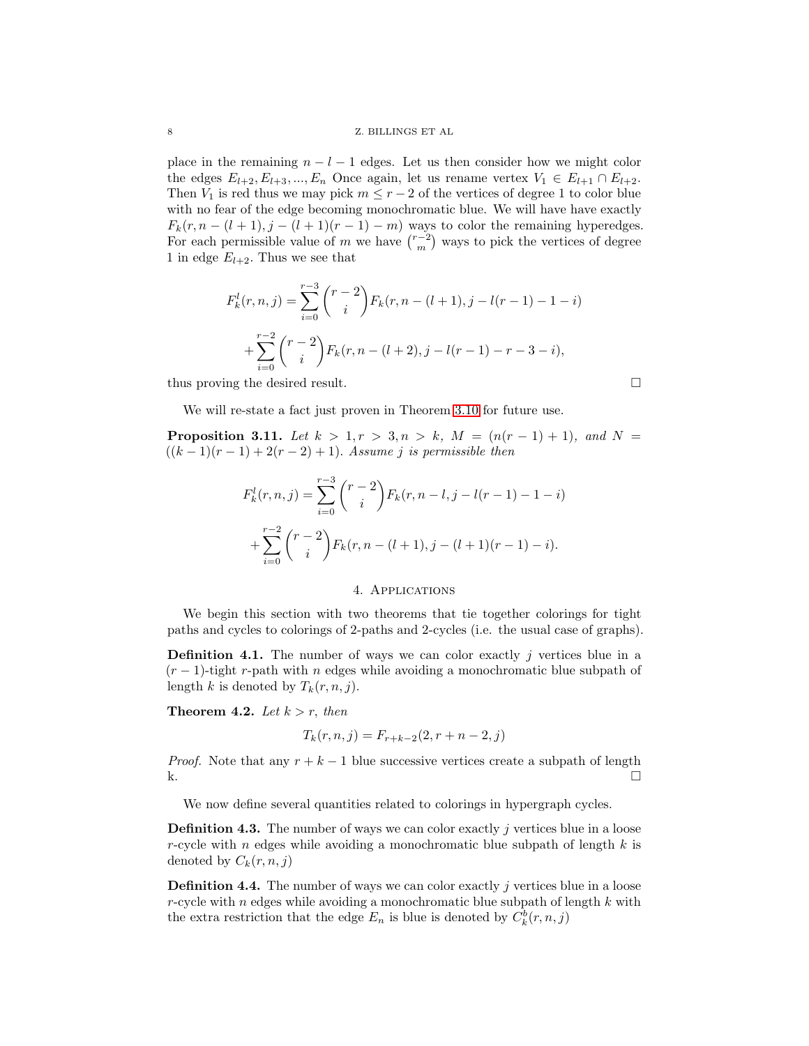place in the remaining $n-l-1$ edges. Let us then consider how we might color the edges $E_{l+2}, E_{l+3}, ..., E_n$ Once again, let us rename vertex $V_1 \in E_{l+1} \cap E_{l+2}$. Then $V_1$ is red thus we may pick $m \leq r-2$ of the vertices of degree 1 to color blue with no fear of the edge becoming monochromatic blue. We will have have exactly $F_k(r, n-(l+1), j-(l+1)(r-1)-m)$ ways to color the remaining hyperedges. For each permissible value of $m$ we have $\binom{r-2}{m}$ ways to pick the vertices of degree 1 in edge $E_{l+2}$. Thus we see that

$$F_k^l(r,n,j) = \sum_{i=0}^{r-3} \binom{r-2}{i} F_k(r, n-(l+1), j-l(r-1)-1-i)$$
$$+ \sum_{i=0}^{r-2} \binom{r-2}{i} F_k(r, n-(l+2), j-l(r-1)-r-3-i),$$

thus proving the desired result. $\square$

We will re-state a fact just proven in Theorem 3.10 for future use.

**Proposition 3.11.** *Let $k > 1, r > 3, n > k$, $M = (n(r-1)+1)$, and $N = ((k-1)(r-1)+2(r-2)+1)$. Assume $j$ is permissible then*

$$F_k^l(r,n,j) = \sum_{i=0}^{r-3} \binom{r-2}{i} F_k(r, n-l, j-l(r-1)-1-i)$$
$$+ \sum_{i=0}^{r-2} \binom{r-2}{i} F_k(r, n-(l+1), j-(l+1)(r-1)-i).$$

## 4. Applications

We begin this section with two theorems that tie together colorings for tight paths and cycles to colorings of 2-paths and 2-cycles (i.e. the usual case of graphs).

**Definition 4.1.** The number of ways we can color exactly $j$ vertices blue in a $(r-1)$-tight $r$-path with $n$ edges while avoiding a monochromatic blue subpath of length $k$ is denoted by $T_k(r,n,j)$.

**Theorem 4.2.** *Let $k > r$, then*

$$T_k(r,n,j) = F_{r+k-2}(2, r+n-2, j)$$

*Proof.* Note that any $r+k-1$ blue successive vertices create a subpath of length k. $\square$

We now define several quantities related to colorings in hypergraph cycles.

**Definition 4.3.** The number of ways we can color exactly $j$ vertices blue in a loose $r$-cycle with $n$ edges while avoiding a monochromatic blue subpath of length $k$ is denoted by $C_k(r,n,j)$

**Definition 4.4.** The number of ways we can color exactly $j$ vertices blue in a loose $r$-cycle with $n$ edges while avoiding a monochromatic blue subpath of length $k$ with the extra restriction that the edge $E_n$ is blue is denoted by $C_k^b(r,n,j)$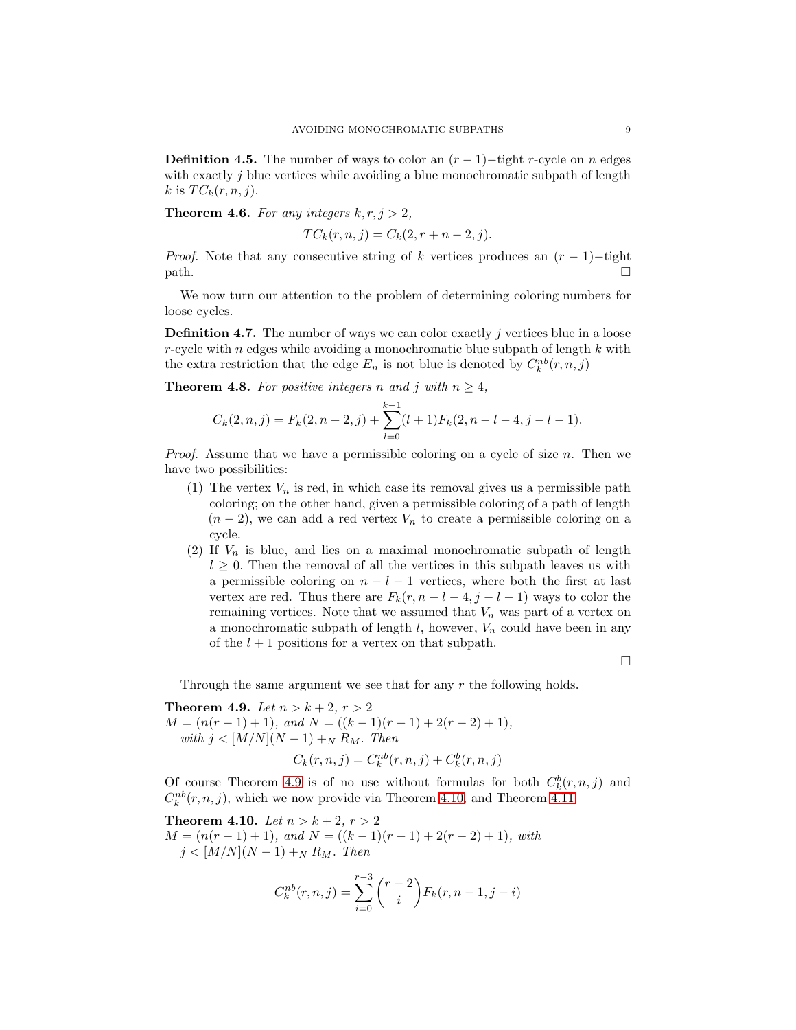**Definition 4.5.** The number of ways to color an $(r-1)-$tight $r$-cycle on $n$ edges with exactly $j$ blue vertices while avoiding a blue monochromatic subpath of length $k$ is $TC_k(r,n,j)$.

**Theorem 4.6.** *For any integers $k, r, j > 2$,*

$$TC_k(r,n,j) = C_k(2, r+n-2, j).$$

*Proof.* Note that any consecutive string of $k$ vertices produces an $(r-1)-$tight path. □

We now turn our attention to the problem of determining coloring numbers for loose cycles.

**Definition 4.7.** The number of ways we can color exactly $j$ vertices blue in a loose $r$-cycle with $n$ edges while avoiding a monochromatic blue subpath of length $k$ with the extra restriction that the edge $E_n$ is not blue is denoted by $C_k^{nb}(r,n,j)$

**Theorem 4.8.** *For positive integers $n$ and $j$ with $n \geq 4$,*

$$C_k(2,n,j) = F_k(2,n-2,j) + \sum_{l=0}^{k-1}(l+1)F_k(2,n-l-4,j-l-1).$$

*Proof.* Assume that we have a permissible coloring on a cycle of size $n$. Then we have two possibilities:

1. The vertex $V_n$ is red, in which case its removal gives us a permissible path coloring; on the other hand, given a permissible coloring of a path of length $(n-2)$, we can add a red vertex $V_n$ to create a permissible coloring on a cycle.
2. If $V_n$ is blue, and lies on a maximal monochromatic subpath of length $l \geq 0$. Then the removal of all the vertices in this subpath leaves us with a permissible coloring on $n-l-1$ vertices, where both the first at last vertex are red. Thus there are $F_k(r, n-l-4, j-l-1)$ ways to color the remaining vertices. Note that we assumed that $V_n$ was part of a vertex on a monochromatic subpath of length $l$, however, $V_n$ could have been in any of the $l+1$ positions for a vertex on that subpath.

□

Through the same argument we see that for any $r$ the following holds.

**Theorem 4.9.** *Let $n > k+2$, $r > 2$*
*$M = (n(r-1)+1)$, and $N = ((k-1)(r-1)+2(r-2)+1)$,*
*with $j < [M/N](N-1) +_N R_M$. Then*

$$C_k(r,n,j) = C_k^{nb}(r,n,j) + C_k^{b}(r,n,j)$$

Of course Theorem 4.9 is of no use without formulas for both $C_k^b(r,n,j)$ and $C_k^{nb}(r,n,j)$, which we now provide via Theorem 4.10, and Theorem 4.11.

**Theorem 4.10.** *Let $n > k+2$, $r > 2$*
*$M = (n(r-1)+1)$, and $N = ((k-1)(r-1)+2(r-2)+1)$, with*
*$j < [M/N](N-1) +_N R_M$. Then*

$$C_k^{nb}(r,n,j) = \sum_{i=0}^{r-3}\binom{r-2}{i}F_k(r,n-1,j-i)$$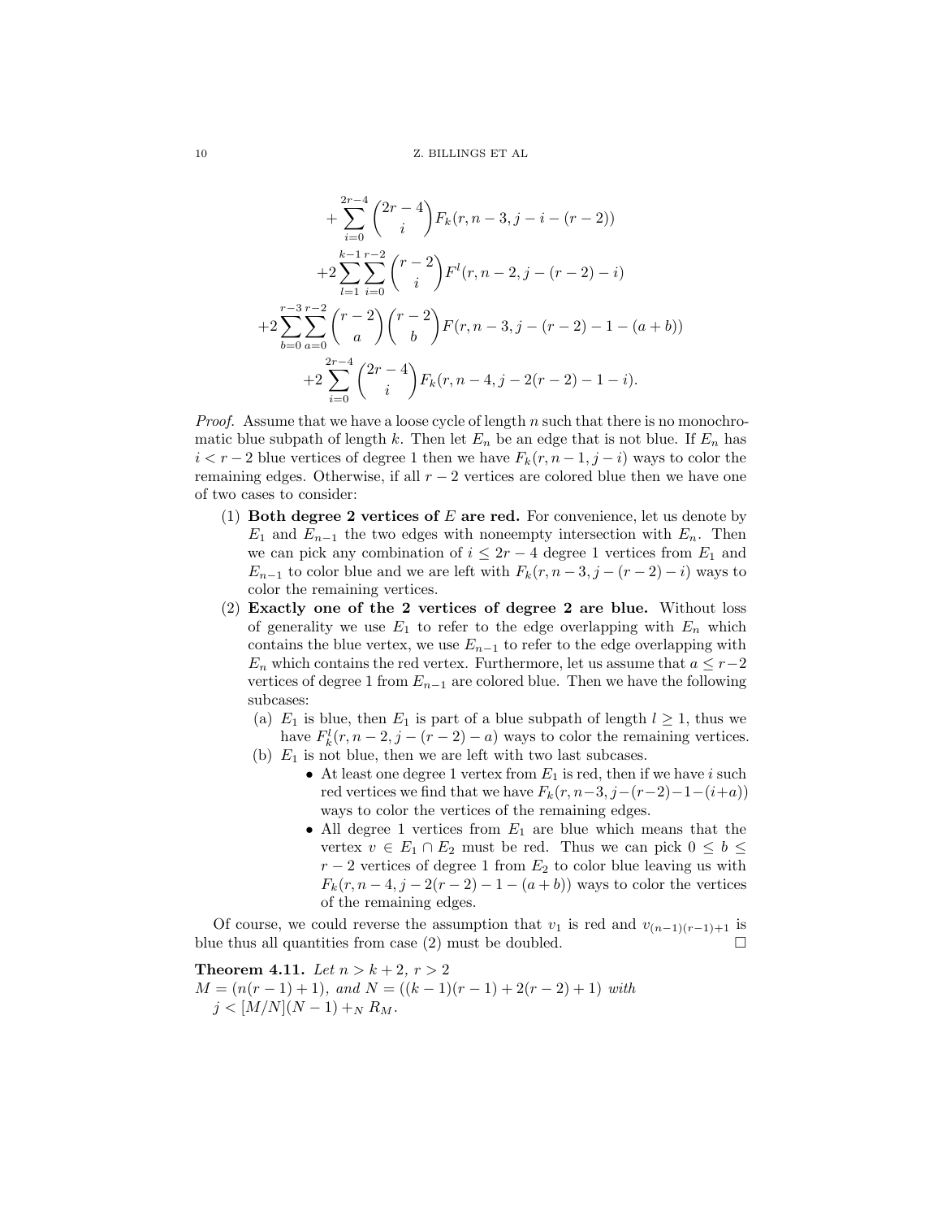$$+\sum_{i=0}^{2r-4}\binom{2r-4}{i}F_k(r,n-3,j-i-(r-2))$$

$$+2\sum_{l=1}^{k-1}\sum_{i=0}^{r-2}\binom{r-2}{i}F^l(r,n-2,j-(r-2)-i)$$

$$+2\sum_{b=0}^{r-3}\sum_{a=0}^{r-2}\binom{r-2}{a}\binom{r-2}{b}F(r,n-3,j-(r-2)-1-(a+b))$$

$$+2\sum_{i=0}^{2r-4}\binom{2r-4}{i}F_k(r,n-4,j-2(r-2)-1-i).$$

*Proof.* Assume that we have a loose cycle of length $n$ such that there is no monochromatic blue subpath of length $k$. Then let $E_n$ be an edge that is not blue. If $E_n$ has $i < r-2$ blue vertices of degree 1 then we have $F_k(r,n-1,j-i)$ ways to color the remaining edges. Otherwise, if all $r-2$ vertices are colored blue then we have one of two cases to consider:

1. **Both degree 2 vertices of $E$ are red.** For convenience, let us denote by $E_1$ and $E_{n-1}$ the two edges with noneempty intersection with $E_n$. Then we can pick any combination of $i \leq 2r-4$ degree 1 vertices from $E_1$ and $E_{n-1}$ to color blue and we are left with $F_k(r,n-3,j-(r-2)-i)$ ways to color the remaining vertices.
2. **Exactly one of the 2 vertices of degree 2 are blue.** Without loss of generality we use $E_1$ to refer to the edge overlapping with $E_n$ which contains the blue vertex, we use $E_{n-1}$ to refer to the edge overlapping with $E_n$ which contains the red vertex. Furthermore, let us assume that $a \leq r-2$ vertices of degree 1 from $E_{n-1}$ are colored blue. Then we have the following subcases:
   (a) $E_1$ is blue, then $E_1$ is part of a blue subpath of length $l \geq 1$, thus we have $F_k^l(r,n-2,j-(r-2)-a)$ ways to color the remaining vertices.
   (b) $E_1$ is not blue, then we are left with two last subcases.
      - At least one degree 1 vertex from $E_1$ is red, then if we have $i$ such red vertices we find that we have $F_k(r,n-3,j-(r-2)-1-(i+a))$ ways to color the vertices of the remaining edges.
      - All degree 1 vertices from $E_1$ are blue which means that the vertex $v \in E_1 \cap E_2$ must be red. Thus we can pick $0 \leq b \leq r-2$ vertices of degree 1 from $E_2$ to color blue leaving us with $F_k(r,n-4,j-2(r-2)-1-(a+b))$ ways to color the vertices of the remaining edges.

Of course, we could reverse the assumption that $v_1$ is red and $v_{(n-1)(r-1)+1}$ is blue thus all quantities from case (2) must be doubled. $\square$

**Theorem 4.11.** *Let $n > k+2$, $r > 2$*
*$M = (n(r-1)+1)$, and $N = ((k-1)(r-1)+2(r-2)+1)$ with*
*$j < [M/N](N-1) +_N R_M$.*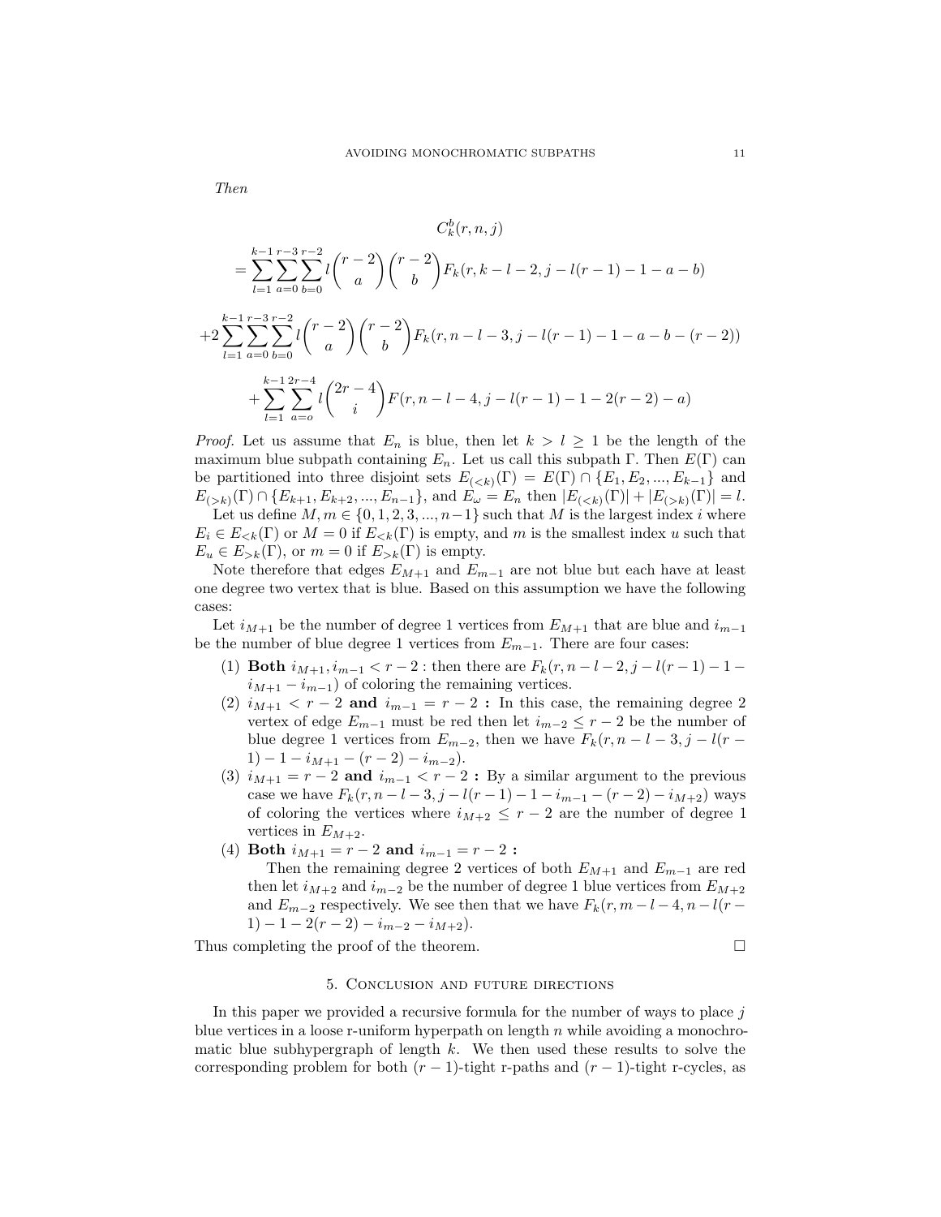*Then*

$$C_k^b(r,n,j)$$

$$= \sum_{l=1}^{k-1}\sum_{a=0}^{r-3}\sum_{b=0}^{r-2} l\binom{r-2}{a}\binom{r-2}{b} F_k(r,k-l-2,j-l(r-1)-1-a-b)$$

$$+2\sum_{l=1}^{k-1}\sum_{a=0}^{r-3}\sum_{b=0}^{r-2} l\binom{r-2}{a}\binom{r-2}{b} F_k(r,n-l-3,j-l(r-1)-1-a-b-(r-2))$$

$$+\sum_{l=1}^{k-1}\sum_{a=o}^{2r-4} l\binom{2r-4}{i} F(r,n-l-4,j-l(r-1)-1-2(r-2)-a)$$

*Proof.* Let us assume that $E_n$ is blue, then let $k > l \geq 1$ be the length of the maximum blue subpath containing $E_n$. Let us call this subpath $\Gamma$. Then $E(\Gamma)$ can be partitioned into three disjoint sets $E_{(<k)}(\Gamma) = E(\Gamma) \cap \{E_1, E_2, ..., E_{k-1}\}$ and $E_{(>k)}(\Gamma) \cap \{E_{k+1}, E_{k+2}, ..., E_{n-1}\}$, and $E_\omega = E_n$ then $|E_{(<k)}(\Gamma)| + |E_{(>k)}(\Gamma)| = l$.

Let us define $M, m \in \{0, 1, 2, 3, ..., n-1\}$ such that $M$ is the largest index $i$ where $E_i \in E_{<k}(\Gamma)$ or $M = 0$ if $E_{<k}(\Gamma)$ is empty, and $m$ is the smallest index $u$ such that $E_u \in E_{>k}(\Gamma)$, or $m = 0$ if $E_{>k}(\Gamma)$ is empty.

Note therefore that edges $E_{M+1}$ and $E_{m-1}$ are not blue but each have at least one degree two vertex that is blue. Based on this assumption we have the following cases:

Let $i_{M+1}$ be the number of degree 1 vertices from $E_{M+1}$ that are blue and $i_{m-1}$ be the number of blue degree 1 vertices from $E_{m-1}$. There are four cases:

1. **Both** $i_{M+1}, i_{m-1} < r-2$ **:** then there are $F_k(r, n-l-2, j-l(r-1)-1-i_{M+1}-i_{m-1})$ of coloring the remaining vertices.
2. $i_{M+1} < r-2$ **and** $i_{m-1} = r-2$ **:** In this case, the remaining degree 2 vertex of edge $E_{m-1}$ must be red then let $i_{m-2} \leq r-2$ be the number of blue degree 1 vertices from $E_{m-2}$, then we have $F_k(r, n-l-3, j-l(r-1)-1-i_{M+1}-(r-2)-i_{m-2})$.
3. $i_{M+1} = r-2$ **and** $i_{m-1} < r-2$ **:** By a similar argument to the previous case we have $F_k(r, n-l-3, j-l(r-1)-1-i_{m-1}-(r-2)-i_{M+2})$ ways of coloring the vertices where $i_{M+2} \leq r-2$ are the number of degree 1 vertices in $E_{M+2}$.
4. **Both** $i_{M+1} = r-2$ **and** $i_{m-1} = r-2$ **:**

   Then the remaining degree 2 vertices of both $E_{M+1}$ and $E_{m-1}$ are red then let $i_{M+2}$ and $i_{m-2}$ be the number of degree 1 blue vertices from $E_{M+2}$ and $E_{m-2}$ respectively. We see then that we have $F_k(r, m-l-4, n-l(r-1)-1-2(r-2)-i_{m-2}-i_{M+2})$.

Thus completing the proof of the theorem. □

## 5. Conclusion and future directions

In this paper we provided a recursive formula for the number of ways to place $j$ blue vertices in a loose r-uniform hyperpath on length $n$ while avoiding a monochromatic blue subhypergraph of length $k$. We then used these results to solve the corresponding problem for both $(r-1)$-tight r-paths and $(r-1)$-tight r-cycles, as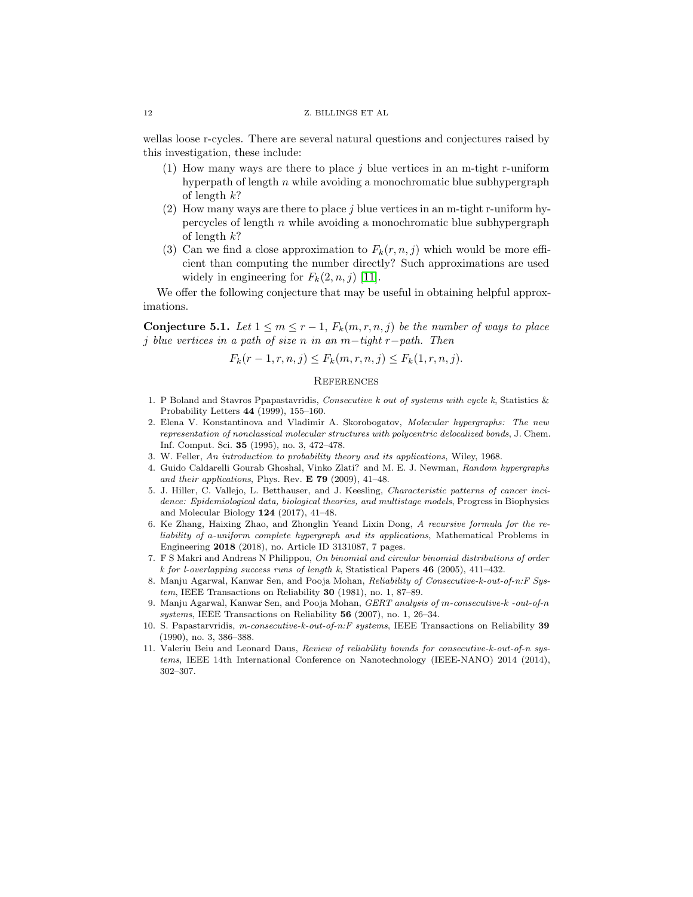wellas loose r-cycles. There are several natural questions and conjectures raised by this investigation, these include:

(1) How many ways are there to place $j$ blue vertices in an m-tight r-uniform hyperpath of length $n$ while avoiding a monochromatic blue subhypergraph of length $k$?
(2) How many ways are there to place $j$ blue vertices in an m-tight r-uniform hypercycles of length $n$ while avoiding a monochromatic blue subhypergraph of length $k$?
(3) Can we find a close approximation to $F_k(r, n, j)$ which would be more efficient than computing the number directly? Such approximations are used widely in engineering for $F_k(2, n, j)$ [11].

We offer the following conjecture that may be useful in obtaining helpful approximations.

**Conjecture 5.1.** *Let $1 \leq m \leq r-1$, $F_k(m, r, n, j)$ be the number of ways to place $j$ blue vertices in a path of size $n$ in an $m-$tight $r-$path. Then*

$$F_k(r-1, r, n, j) \leq F_k(m, r, n, j) \leq F_k(1, r, n, j).$$

## References

1. P Boland and Stavros Ppapastavridis, *Consecutive k out of systems with cycle k*, Statistics & Probability Letters **44** (1999), 155–160.
2. Elena V. Konstantinova and Vladimir A. Skorobogatov, *Molecular hypergraphs: The new representation of nonclassical molecular structures with polycentric delocalized bonds*, J. Chem. Inf. Comput. Sci. **35** (1995), no. 3, 472–478.
3. W. Feller, *An introduction to probability theory and its applications*, Wiley, 1968.
4. Guido Caldarelli Gourab Ghoshal, Vinko Zlati? and M. E. J. Newman, *Random hypergraphs and their applications*, Phys. Rev. **E 79** (2009), 41–48.
5. J. Hiller, C. Vallejo, L. Betthauser, and J. Keesling, *Characteristic patterns of cancer incidence: Epidemiological data, biological theories, and multistage models*, Progress in Biophysics and Molecular Biology **124** (2017), 41–48.
6. Ke Zhang, Haixing Zhao, and Zhonglin Yeand Lixin Dong, *A recursive formula for the reliability of a-uniform complete hypergraph and its applications*, Mathematical Problems in Engineering **2018** (2018), no. Article ID 3131087, 7 pages.
7. F S Makri and Andreas N Philippou, *On binomial and circular binomial distributions of order k for l-overlapping success runs of length k*, Statistical Papers **46** (2005), 411–432.
8. Manju Agarwal, Kanwar Sen, and Pooja Mohan, *Reliability of Consecutive-k-out-of-n:F System*, IEEE Transactions on Reliability **30** (1981), no. 1, 87–89.
9. Manju Agarwal, Kanwar Sen, and Pooja Mohan, *GERT analysis of m-consecutive-k -out-of-n systems*, IEEE Transactions on Reliability **56** (2007), no. 1, 26–34.
10. S. Papastarvridis, *m-consecutive-k-out-of-n:F systems*, IEEE Transactions on Reliability **39** (1990), no. 3, 386–388.
11. Valeriu Beiu and Leonard Daus, *Review of reliability bounds for consecutive-k-out-of-n systems*, IEEE 14th International Conference on Nanotechnology (IEEE-NANO) 2014 (2014), 302–307.